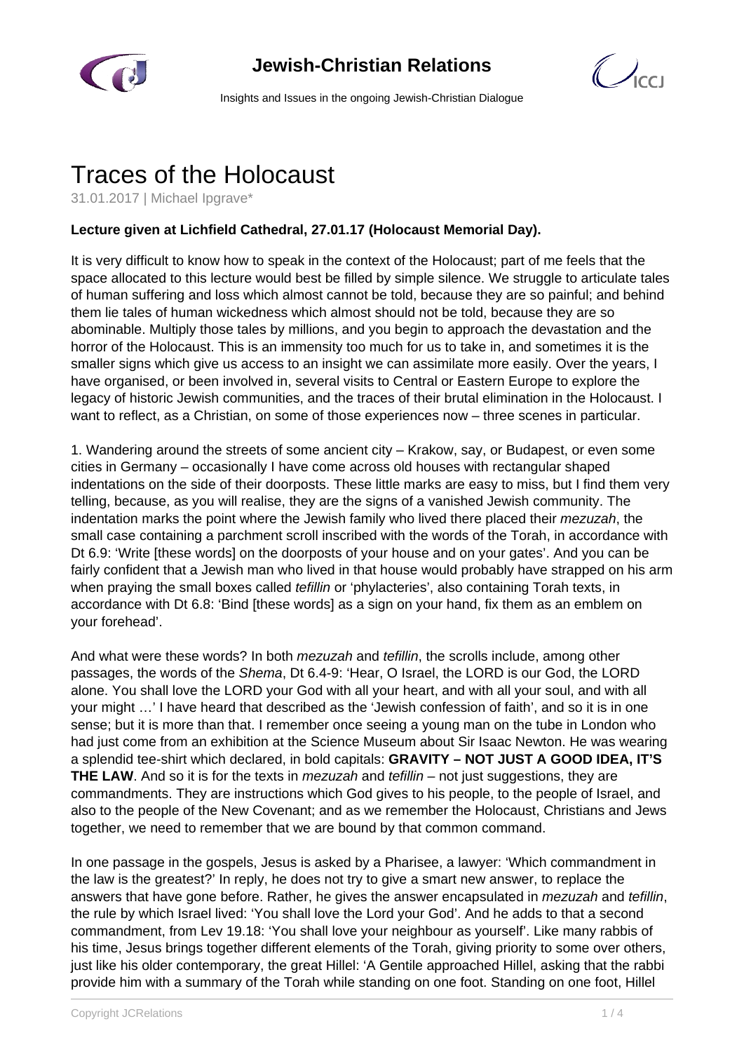# Traces of the Holocaust

31.01.2017 | Michael Ipgrave*

**Lecture given at Lichfield Cathedral, 27.01.17 (Holocaust Memorial Day).**

It is very difficult to know how to speak in the context of the Holocaust; part of me feels that the space allocated to this lecture would best be filled by simple silence. We struggle to articulate tales of human suffering and loss which almost cannot be told, because they are so painful; and behind them lie tales of human wickedness which almost should not be told, because they are so abominable. Multiply those tales by millions, and you begin to approach the devastation and the horror of the Holocaust. This is an immensity too much for us to take in, and sometimes it is the smaller signs which give us access to an insight we can assimilate more easily. Over the years, I have organised, or been involved in, several visits to Central or Eastern Europe to explore the legacy of historic Jewish communities, and the traces of their brutal elimination in the Holocaust. I want to reflect, as a Christian, on some of those experiences now – three scenes in particular.

1. Wandering around the streets of some ancient city – Krakow, say, or Budapest, or even some cities in Germany – occasionally I have come across old houses with rectangular shaped indentations on the side of their doorposts. These little marks are easy to miss, but I find them very telling, because, as you will realise, they are the signs of a vanished Jewish community. The indentation marks the point where the Jewish family who lived there placed their *mezuzah*, the small case containing a parchment scroll inscribed with the words of the Torah, in accordance with Dt 6.9: 'Write [these words] on the doorposts of your house and on your gates'. And you can be fairly confident that a Jewish man who lived in that house would probably have strapped on his arm when praying the small boxes called *tefillin* or 'phylacteries', also containing Torah texts, in accordance with Dt 6.8: 'Bind [these words] as a sign on your hand, fix them as an emblem on your forehead'.

And what were these words? In both *mezuzah* and *tefillin*, the scrolls include, among other passages, the words of the *Shema*, Dt 6.4-9: 'Hear, O Israel, the LORD is our God, the LORD alone. You shall love the LORD your God with all your heart, and with all your soul, and with all your might …' I have heard that described as the 'Jewish confession of faith', and so it is in one sense; but it is more than that. I remember once seeing a young man on the tube in London who had just come from an exhibition at the Science Museum about Sir Isaac Newton. He was wearing a splendid tee-shirt which declared, in bold capitals: **GRAVITY – NOT JUST A GOOD IDEA, IT'S THE LAW**. And so it is for the texts in *mezuzah* and *tefillin* – not just suggestions, they are commandments. They are instructions which God gives to his people, to the people of Israel, and also to the people of the New Covenant; and as we remember the Holocaust, Christians and Jews together, we need to remember that we are bound by that common command.

In one passage in the gospels, Jesus is asked by a Pharisee, a lawyer: 'Which commandment in the law is the greatest?' In reply, he does not try to give a smart new answer, to replace the answers that have gone before. Rather, he gives the answer encapsulated in *mezuzah* and *tefillin*, the rule by which Israel lived: 'You shall love the Lord your God'. And he adds to that a second commandment, from Lev 19.18: 'You shall love your neighbour as yourself'. Like many rabbis of his time, Jesus brings together different elements of the Torah, giving priority to some over others, just like his older contemporary, the great Hillel: 'A Gentile approached Hillel, asking that the rabbi provide him with a summary of the Torah while standing on one foot. Standing on one foot, Hillel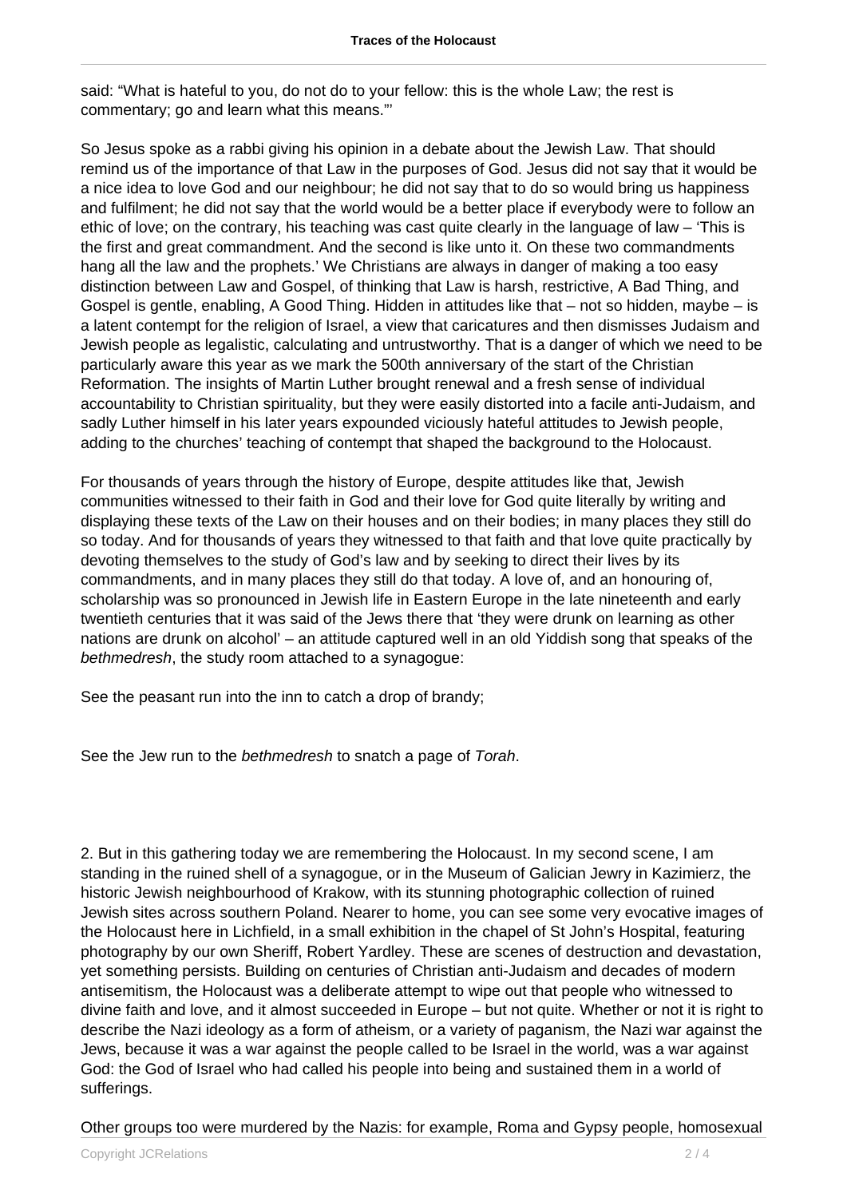said: “What is hateful to you, do not do to your fellow: this is the whole Law; the rest is commentary; go and learn what this means.”'

So Jesus spoke as a rabbi giving his opinion in a debate about the Jewish Law. That should remind us of the importance of that Law in the purposes of God. Jesus did not say that it would be a nice idea to love God and our neighbour; he did not say that to do so would bring us happiness and fulfilment; he did not say that the world would be a better place if everybody were to follow an ethic of love; on the contrary, his teaching was cast quite clearly in the language of law – ‘This is the first and great commandment. And the second is like unto it. On these two commandments hang all the law and the prophets.’ We Christians are always in danger of making a too easy distinction between Law and Gospel, of thinking that Law is harsh, restrictive, A Bad Thing, and Gospel is gentle, enabling, A Good Thing. Hidden in attitudes like that – not so hidden, maybe – is a latent contempt for the religion of Israel, a view that caricatures and then dismisses Judaism and Jewish people as legalistic, calculating and untrustworthy. That is a danger of which we need to be particularly aware this year as we mark the 500th anniversary of the start of the Christian Reformation. The insights of Martin Luther brought renewal and a fresh sense of individual accountability to Christian spirituality, but they were easily distorted into a facile anti-Judaism, and sadly Luther himself in his later years expounded viciously hateful attitudes to Jewish people, adding to the churches’ teaching of contempt that shaped the background to the Holocaust.

For thousands of years through the history of Europe, despite attitudes like that, Jewish communities witnessed to their faith in God and their love for God quite literally by writing and displaying these texts of the Law on their houses and on their bodies; in many places they still do so today. And for thousands of years they witnessed to that faith and that love quite practically by devoting themselves to the study of God’s law and by seeking to direct their lives by its commandments, and in many places they still do that today. A love of, and an honouring of, scholarship was so pronounced in Jewish life in Eastern Europe in the late nineteenth and early twentieth centuries that it was said of the Jews there that ‘they were drunk on learning as other nations are drunk on alcohol’ – an attitude captured well in an old Yiddish song that speaks of the *bethmedresh*, the study room attached to a synagogue:

See the peasant run into the inn to catch a drop of brandy;

See the Jew run to the *bethmedresh* to snatch a page of *Torah*.

2. But in this gathering today we are remembering the Holocaust. In my second scene, I am standing in the ruined shell of a synagogue, or in the Museum of Galician Jewry in Kazimierz, the historic Jewish neighbourhood of Krakow, with its stunning photographic collection of ruined Jewish sites across southern Poland. Nearer to home, you can see some very evocative images of the Holocaust here in Lichfield, in a small exhibition in the chapel of St John’s Hospital, featuring photography by our own Sheriff, Robert Yardley. These are scenes of destruction and devastation, yet something persists. Building on centuries of Christian anti-Judaism and decades of modern antisemitism, the Holocaust was a deliberate attempt to wipe out that people who witnessed to divine faith and love, and it almost succeeded in Europe – but not quite. Whether or not it is right to describe the Nazi ideology as a form of atheism, or a variety of paganism, the Nazi war against the Jews, because it was a war against the people called to be Israel in the world, was a war against God: the God of Israel who had called his people into being and sustained them in a world of sufferings.

Other groups too were murdered by the Nazis: for example, Roma and Gypsy people, homosexual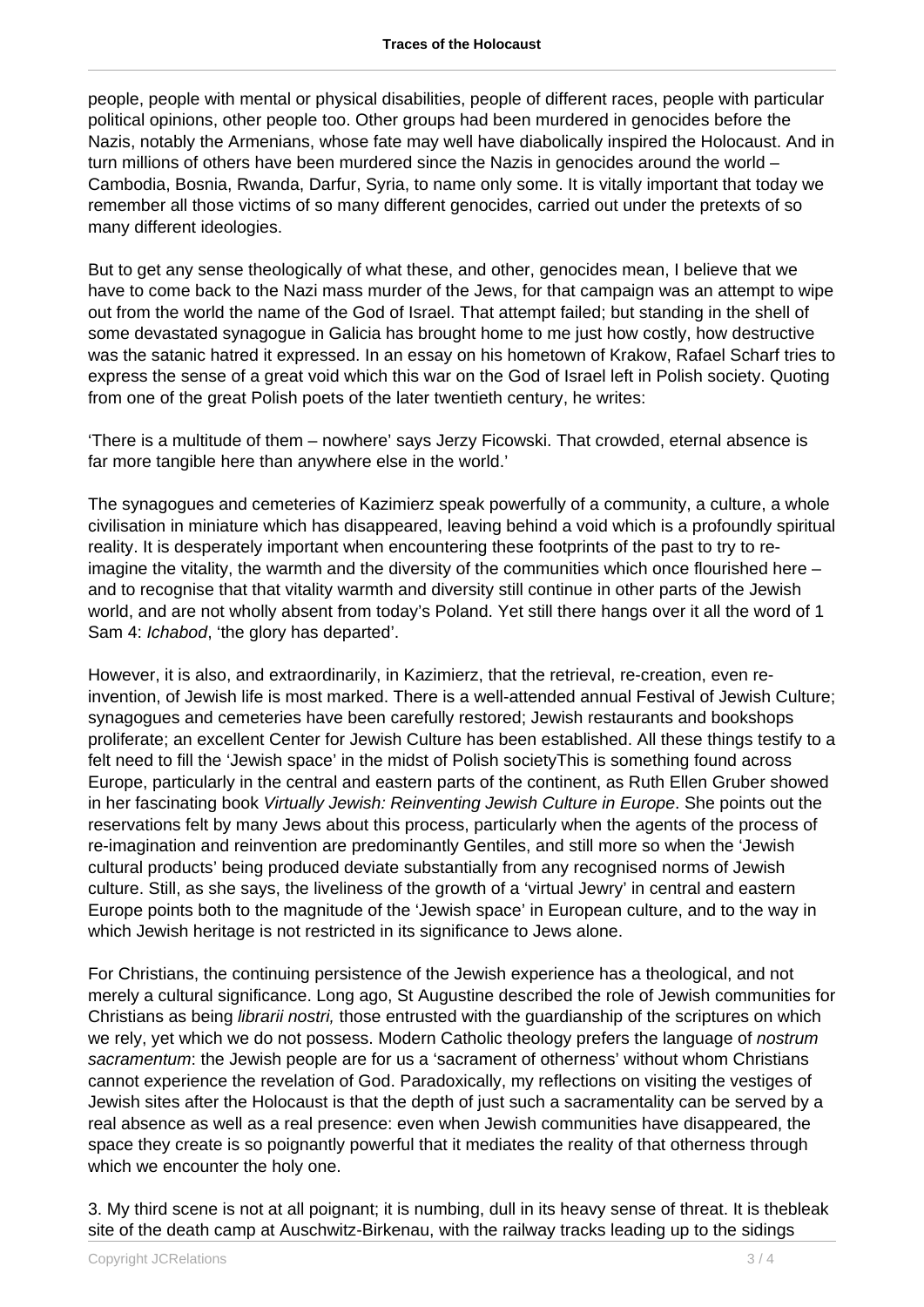people, people with mental or physical disabilities, people of different races, people with particular political opinions, other people too. Other groups had been murdered in genocides before the Nazis, notably the Armenians, whose fate may well have diabolically inspired the Holocaust. And in turn millions of others have been murdered since the Nazis in genocides around the world – Cambodia, Bosnia, Rwanda, Darfur, Syria, to name only some. It is vitally important that today we remember all those victims of so many different genocides, carried out under the pretexts of so many different ideologies.

But to get any sense theologically of what these, and other, genocides mean, I believe that we have to come back to the Nazi mass murder of the Jews, for that campaign was an attempt to wipe out from the world the name of the God of Israel. That attempt failed; but standing in the shell of some devastated synagogue in Galicia has brought home to me just how costly, how destructive was the satanic hatred it expressed. In an essay on his hometown of Krakow, Rafael Scharf tries to express the sense of a great void which this war on the God of Israel left in Polish society. Quoting from one of the great Polish poets of the later twentieth century, he writes:

'There is a multitude of them – nowhere' says Jerzy Ficowski. That crowded, eternal absence is far more tangible here than anywhere else in the world.'

The synagogues and cemeteries of Kazimierz speak powerfully of a community, a culture, a whole civilisation in miniature which has disappeared, leaving behind a void which is a profoundly spiritual reality. It is desperately important when encountering these footprints of the past to try to re-imagine the vitality, the warmth and the diversity of the communities which once flourished here – and to recognise that that vitality warmth and diversity still continue in other parts of the Jewish world, and are not wholly absent from today's Poland. Yet still there hangs over it all the word of 1 Sam 4: *Ichabod*, 'the glory has departed'.

However, it is also, and extraordinarily, in Kazimierz, that the retrieval, re-creation, even re-invention, of Jewish life is most marked. There is a well-attended annual Festival of Jewish Culture; synagogues and cemeteries have been carefully restored; Jewish restaurants and bookshops proliferate; an excellent Center for Jewish Culture has been established. All these things testify to a felt need to fill the 'Jewish space' in the midst of Polish societyThis is something found across Europe, particularly in the central and eastern parts of the continent, as Ruth Ellen Gruber showed in her fascinating book *Virtually Jewish: Reinventing Jewish Culture in Europe*. She points out the reservations felt by many Jews about this process, particularly when the agents of the process of re-imagination and reinvention are predominantly Gentiles, and still more so when the 'Jewish cultural products' being produced deviate substantially from any recognised norms of Jewish culture. Still, as she says, the liveliness of the growth of a 'virtual Jewry' in central and eastern Europe points both to the magnitude of the 'Jewish space' in European culture, and to the way in which Jewish heritage is not restricted in its significance to Jews alone.

For Christians, the continuing persistence of the Jewish experience has a theological, and not merely a cultural significance. Long ago, St Augustine described the role of Jewish communities for Christians as being *librarii nostri,* those entrusted with the guardianship of the scriptures on which we rely, yet which we do not possess. Modern Catholic theology prefers the language of *nostrum sacramentum*: the Jewish people are for us a 'sacrament of otherness' without whom Christians cannot experience the revelation of God. Paradoxically, my reflections on visiting the vestiges of Jewish sites after the Holocaust is that the depth of just such a sacramentality can be served by a real absence as well as a real presence: even when Jewish communities have disappeared, the space they create is so poignantly powerful that it mediates the reality of that otherness through which we encounter the holy one.

3. My third scene is not at all poignant; it is numbing, dull in its heavy sense of threat. It is thebleak site of the death camp at Auschwitz-Birkenau, with the railway tracks leading up to the sidings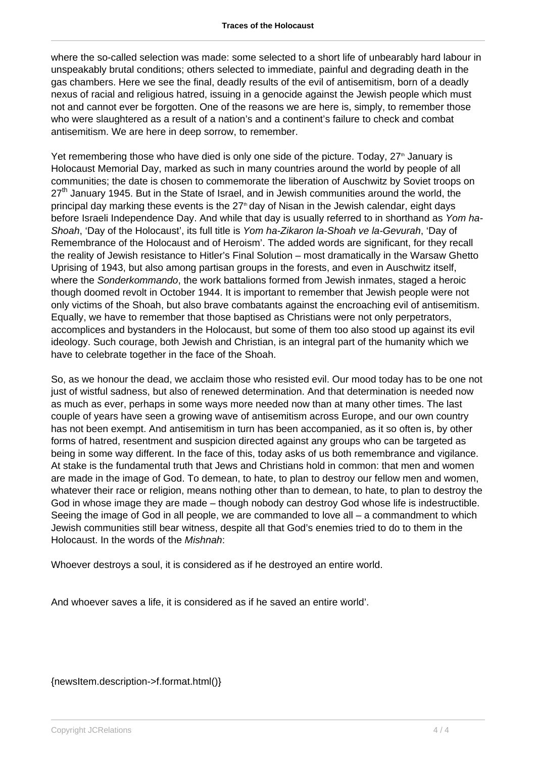where the so-called selection was made: some selected to a short life of unbearably hard labour in unspeakably brutal conditions; others selected to immediate, painful and degrading death in the gas chambers. Here we see the final, deadly results of the evil of antisemitism, born of a deadly nexus of racial and religious hatred, issuing in a genocide against the Jewish people which must not and cannot ever be forgotten. One of the reasons we are here is, simply, to remember those who were slaughtered as a result of a nation's and a continent's failure to check and combat antisemitism. We are here in deep sorrow, to remember.

Yet remembering those who have died is only one side of the picture. Today, 27th January is Holocaust Memorial Day, marked as such in many countries around the world by people of all communities; the date is chosen to commemorate the liberation of Auschwitz by Soviet troops on 27th January 1945. But in the State of Israel, and in Jewish communities around the world, the principal day marking these events is the 27th day of Nisan in the Jewish calendar, eight days before Israeli Independence Day. And while that day is usually referred to in shorthand as *Yom ha-Shoah*, 'Day of the Holocaust', its full title is *Yom ha-Zikaron la-Shoah ve la-Gevurah*, 'Day of Remembrance of the Holocaust and of Heroism'. The added words are significant, for they recall the reality of Jewish resistance to Hitler's Final Solution – most dramatically in the Warsaw Ghetto Uprising of 1943, but also among partisan groups in the forests, and even in Auschwitz itself, where the *Sonderkommando*, the work battalions formed from Jewish inmates, staged a heroic though doomed revolt in October 1944. It is important to remember that Jewish people were not only victims of the Shoah, but also brave combatants against the encroaching evil of antisemitism. Equally, we have to remember that those baptised as Christians were not only perpetrators, accomplices and bystanders in the Holocaust, but some of them too also stood up against its evil ideology. Such courage, both Jewish and Christian, is an integral part of the humanity which we have to celebrate together in the face of the Shoah.

So, as we honour the dead, we acclaim those who resisted evil. Our mood today has to be one not just of wistful sadness, but also of renewed determination. And that determination is needed now as much as ever, perhaps in some ways more needed now than at many other times. The last couple of years have seen a growing wave of antisemitism across Europe, and our own country has not been exempt. And antisemitism in turn has been accompanied, as it so often is, by other forms of hatred, resentment and suspicion directed against any groups who can be targeted as being in some way different. In the face of this, today asks of us both remembrance and vigilance. At stake is the fundamental truth that Jews and Christians hold in common: that men and women are made in the image of God. To demean, to hate, to plan to destroy our fellow men and women, whatever their race or religion, means nothing other than to demean, to hate, to plan to destroy the God in whose image they are made – though nobody can destroy God whose life is indestructible. Seeing the image of God in all people, we are commanded to love all – a commandment to which Jewish communities still bear witness, despite all that God's enemies tried to do to them in the Holocaust. In the words of the *Mishnah*:

Whoever destroys a soul, it is considered as if he destroyed an entire world.

And whoever saves a life, it is considered as if he saved an entire world'.

{newsItem.description->f.format.html()}